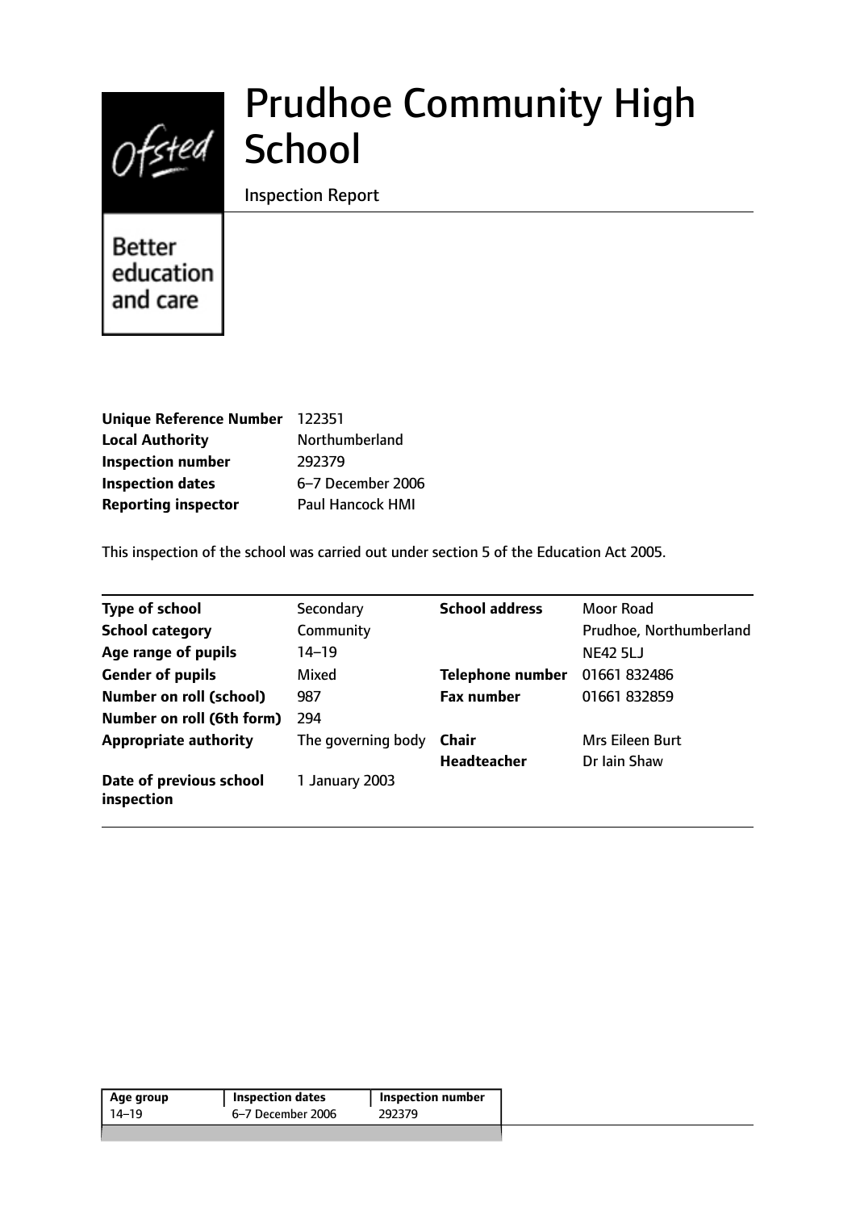# Prudhoe Community High School

Inspection Report

Better education and care

| | |
|---|---|
| **Unique Reference Number** | 122351 |
| **Local Authority** | Northumberland |
| **Inspection number** | 292379 |
| **Inspection dates** | 6–7 December 2006 |
| **Reporting inspector** | Paul Hancock HMI |

This inspection of the school was carried out under section 5 of the Education Act 2005.

| | | | |
|---|---|---|---|
| **Type of school** | Secondary | **School address** | Moor Road |
| **School category** | Community | | Prudhoe, Northumberland |
| **Age range of pupils** | 14–19 | | NE42 5LJ |
| **Gender of pupils** | Mixed | **Telephone number** | 01661 832486 |
| **Number on roll (school)** | 987 | **Fax number** | 01661 832859 |
| **Number on roll (6th form)** | 294 | | |
| **Appropriate authority** | The governing body | **Chair** | Mrs Eileen Burt |
| | | **Headteacher** | Dr Iain Shaw |
| **Date of previous school inspection** | 1 January 2003 | | |

| Age group | Inspection dates | Inspection number |
|---|---|---|
| 14–19 | 6–7 December 2006 | 292379 |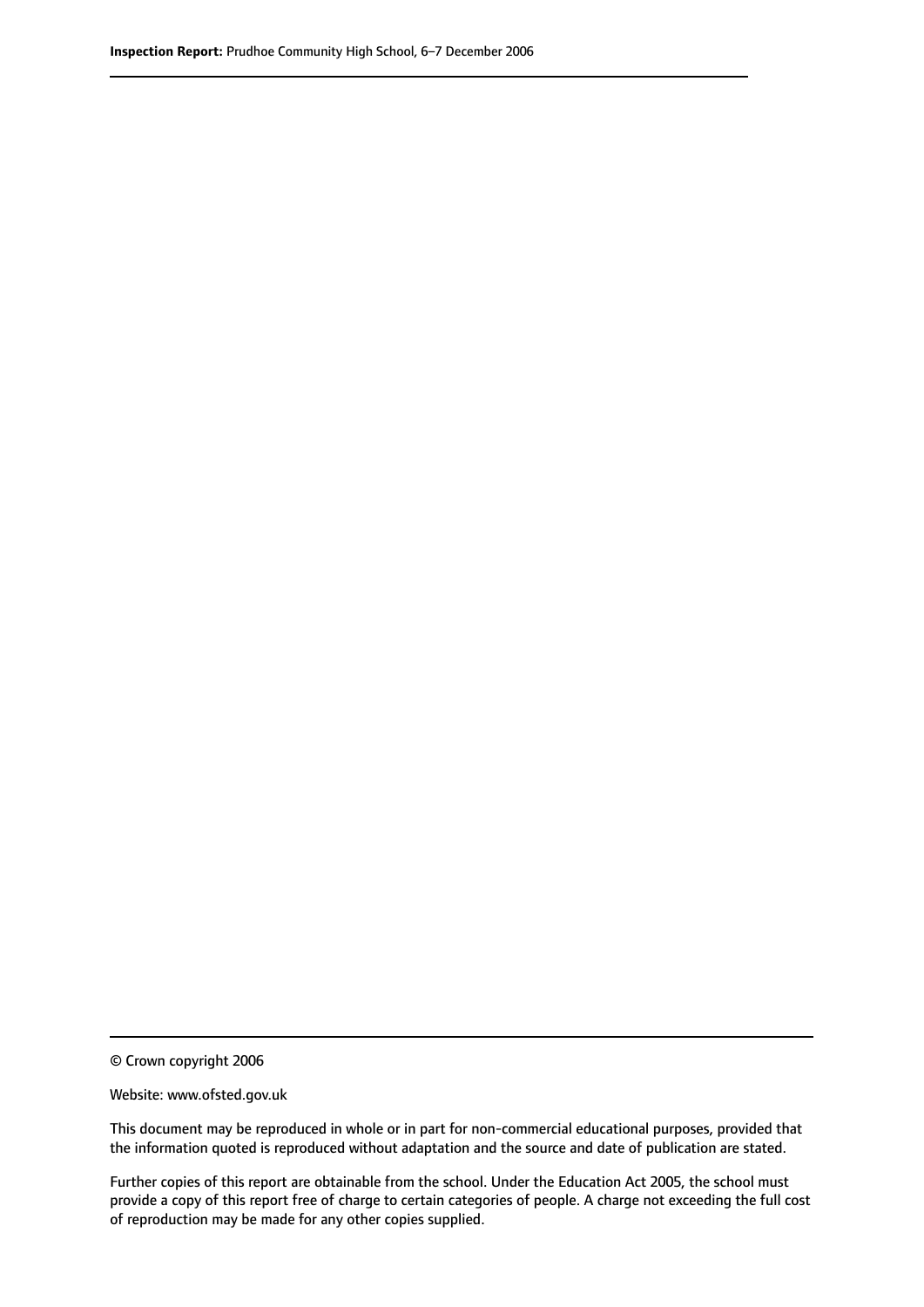© Crown copyright 2006

Website: www.ofsted.gov.uk

This document may be reproduced in whole or in part for non-commercial educational purposes, provided that the information quoted is reproduced without adaptation and the source and date of publication are stated.

Further copies of this report are obtainable from the school. Under the Education Act 2005, the school must provide a copy of this report free of charge to certain categories of people. A charge not exceeding the full cost of reproduction may be made for any other copies supplied.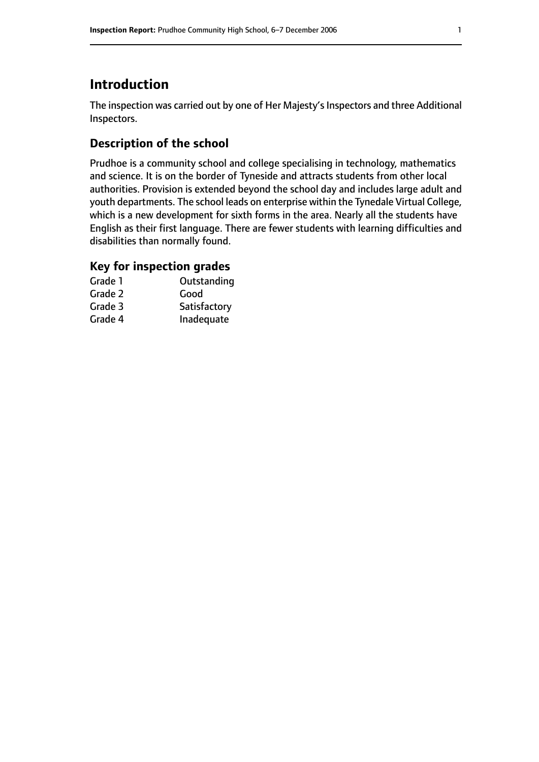# Introduction

The inspection was carried out by one of Her Majesty's Inspectors and three Additional Inspectors.

## Description of the school

Prudhoe is a community school and college specialising in technology, mathematics and science. It is on the border of Tyneside and attracts students from other local authorities. Provision is extended beyond the school day and includes large adult and youth departments. The school leads on enterprise within the Tynedale Virtual College, which is a new development for sixth forms in the area. Nearly all the students have English as their first language. There are fewer students with learning difficulties and disabilities than normally found.

## Key for inspection grades

| | |
|---|---|
| Grade 1 | Outstanding |
| Grade 2 | Good |
| Grade 3 | Satisfactory |
| Grade 4 | Inadequate |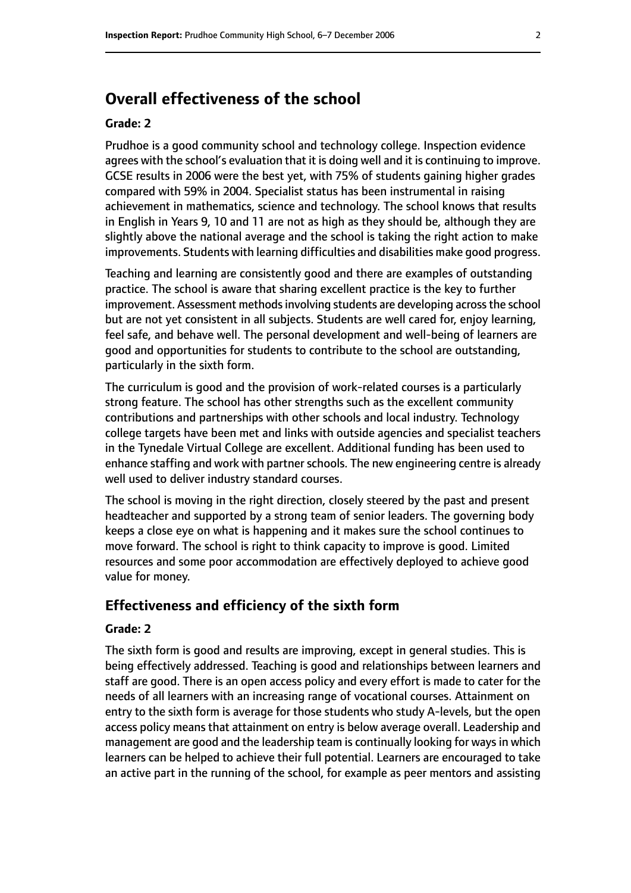## Overall effectiveness of the school

**Grade: 2**

Prudhoe is a good community school and technology college. Inspection evidence agrees with the school's evaluation that it is doing well and it is continuing to improve. GCSE results in 2006 were the best yet, with 75% of students gaining higher grades compared with 59% in 2004. Specialist status has been instrumental in raising achievement in mathematics, science and technology. The school knows that results in English in Years 9, 10 and 11 are not as high as they should be, although they are slightly above the national average and the school is taking the right action to make improvements. Students with learning difficulties and disabilities make good progress.

Teaching and learning are consistently good and there are examples of outstanding practice. The school is aware that sharing excellent practice is the key to further improvement. Assessment methods involving students are developing across the school but are not yet consistent in all subjects. Students are well cared for, enjoy learning, feel safe, and behave well. The personal development and well-being of learners are good and opportunities for students to contribute to the school are outstanding, particularly in the sixth form.

The curriculum is good and the provision of work-related courses is a particularly strong feature. The school has other strengths such as the excellent community contributions and partnerships with other schools and local industry. Technology college targets have been met and links with outside agencies and specialist teachers in the Tynedale Virtual College are excellent. Additional funding has been used to enhance staffing and work with partner schools. The new engineering centre is already well used to deliver industry standard courses.

The school is moving in the right direction, closely steered by the past and present headteacher and supported by a strong team of senior leaders. The governing body keeps a close eye on what is happening and it makes sure the school continues to move forward. The school is right to think capacity to improve is good. Limited resources and some poor accommodation are effectively deployed to achieve good value for money.

### Effectiveness and efficiency of the sixth form

**Grade: 2**

The sixth form is good and results are improving, except in general studies. This is being effectively addressed. Teaching is good and relationships between learners and staff are good. There is an open access policy and every effort is made to cater for the needs of all learners with an increasing range of vocational courses. Attainment on entry to the sixth form is average for those students who study A-levels, but the open access policy means that attainment on entry is below average overall. Leadership and management are good and the leadership team is continually looking for ways in which learners can be helped to achieve their full potential. Learners are encouraged to take an active part in the running of the school, for example as peer mentors and assisting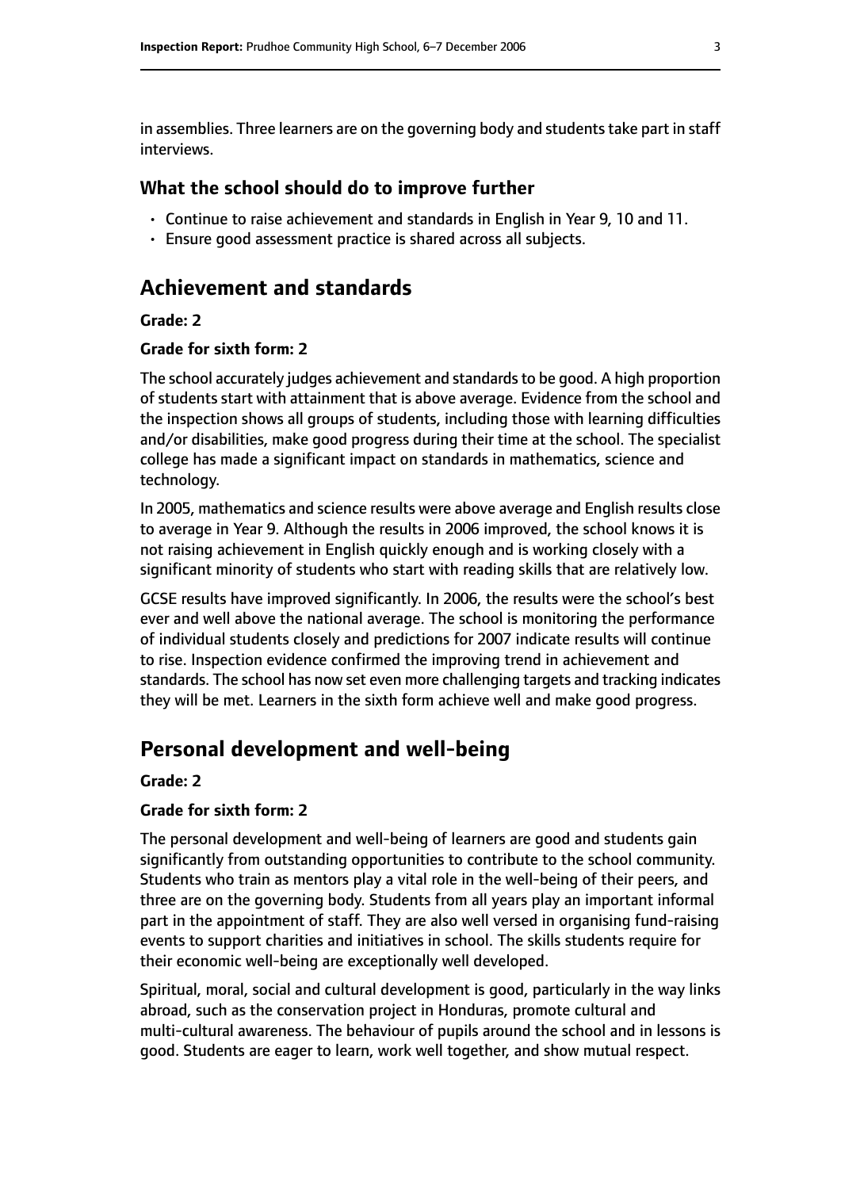in assemblies. Three learners are on the governing body and students take part in staff interviews.

### What the school should do to improve further

- Continue to raise achievement and standards in English in Year 9, 10 and 11.
- Ensure good assessment practice is shared across all subjects.

## Achievement and standards

**Grade: 2**

**Grade for sixth form: 2**

The school accurately judges achievement and standards to be good. A high proportion of students start with attainment that is above average. Evidence from the school and the inspection shows all groups of students, including those with learning difficulties and/or disabilities, make good progress during their time at the school. The specialist college has made a significant impact on standards in mathematics, science and technology.

In 2005, mathematics and science results were above average and English results close to average in Year 9. Although the results in 2006 improved, the school knows it is not raising achievement in English quickly enough and is working closely with a significant minority of students who start with reading skills that are relatively low.

GCSE results have improved significantly. In 2006, the results were the school's best ever and well above the national average. The school is monitoring the performance of individual students closely and predictions for 2007 indicate results will continue to rise. Inspection evidence confirmed the improving trend in achievement and standards. The school has now set even more challenging targets and tracking indicates they will be met. Learners in the sixth form achieve well and make good progress.

## Personal development and well-being

**Grade: 2**

**Grade for sixth form: 2**

The personal development and well-being of learners are good and students gain significantly from outstanding opportunities to contribute to the school community. Students who train as mentors play a vital role in the well-being of their peers, and three are on the governing body. Students from all years play an important informal part in the appointment of staff. They are also well versed in organising fund-raising events to support charities and initiatives in school. The skills students require for their economic well-being are exceptionally well developed.

Spiritual, moral, social and cultural development is good, particularly in the way links abroad, such as the conservation project in Honduras, promote cultural and multi-cultural awareness. The behaviour of pupils around the school and in lessons is good. Students are eager to learn, work well together, and show mutual respect.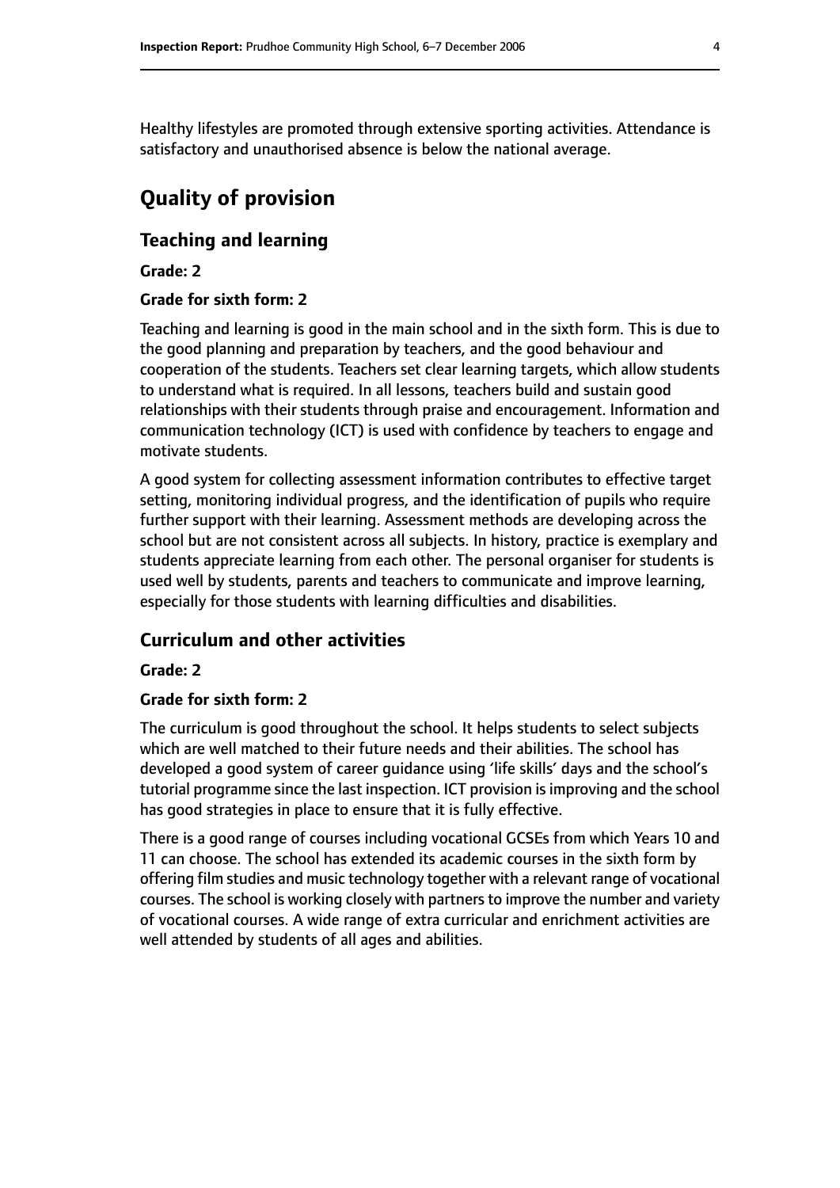Healthy lifestyles are promoted through extensive sporting activities. Attendance is satisfactory and unauthorised absence is below the national average.

# Quality of provision

## Teaching and learning

**Grade: 2**

**Grade for sixth form: 2**

Teaching and learning is good in the main school and in the sixth form. This is due to the good planning and preparation by teachers, and the good behaviour and cooperation of the students. Teachers set clear learning targets, which allow students to understand what is required. In all lessons, teachers build and sustain good relationships with their students through praise and encouragement. Information and communication technology (ICT) is used with confidence by teachers to engage and motivate students.

A good system for collecting assessment information contributes to effective target setting, monitoring individual progress, and the identification of pupils who require further support with their learning. Assessment methods are developing across the school but are not consistent across all subjects. In history, practice is exemplary and students appreciate learning from each other. The personal organiser for students is used well by students, parents and teachers to communicate and improve learning, especially for those students with learning difficulties and disabilities.

## Curriculum and other activities

**Grade: 2**

**Grade for sixth form: 2**

The curriculum is good throughout the school. It helps students to select subjects which are well matched to their future needs and their abilities. The school has developed a good system of career guidance using 'life skills' days and the school's tutorial programme since the last inspection. ICT provision is improving and the school has good strategies in place to ensure that it is fully effective.

There is a good range of courses including vocational GCSEs from which Years 10 and 11 can choose. The school has extended its academic courses in the sixth form by offering film studies and music technology together with a relevant range of vocational courses. The school is working closely with partners to improve the number and variety of vocational courses. A wide range of extra curricular and enrichment activities are well attended by students of all ages and abilities.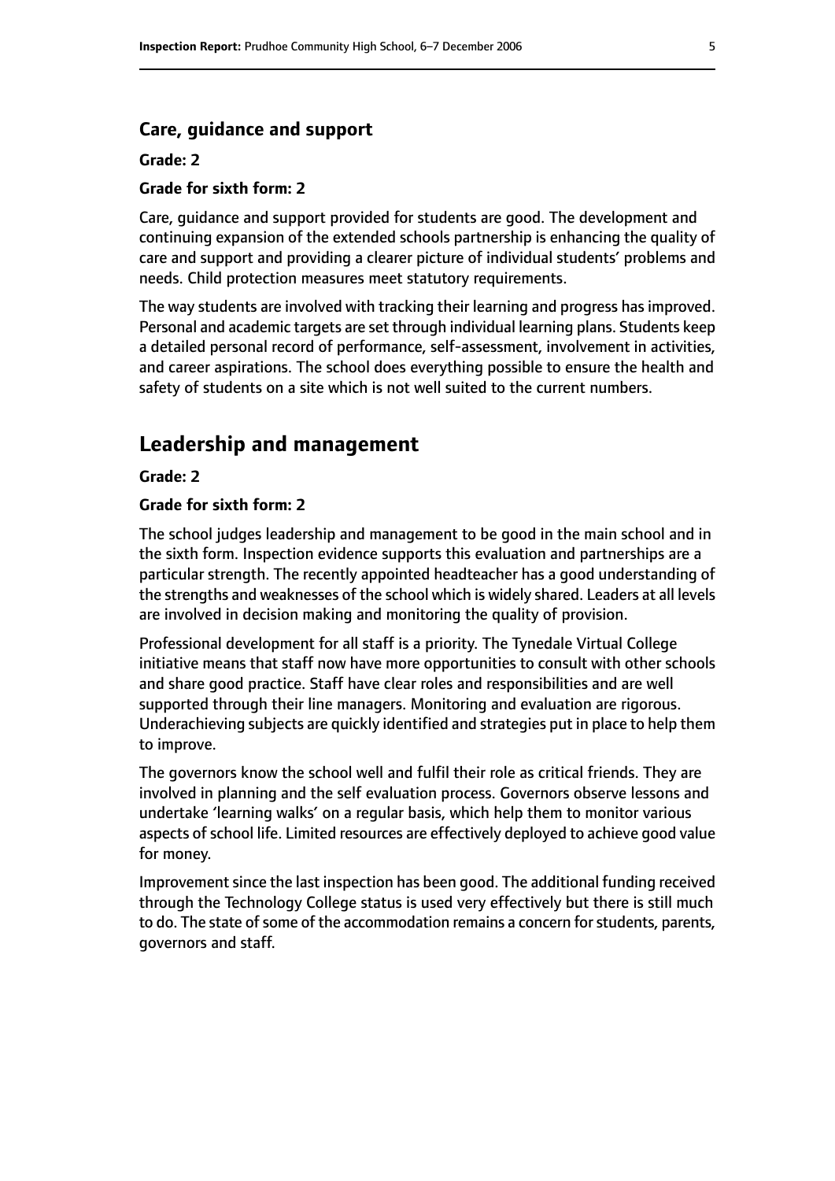### Care, guidance and support

**Grade: 2**

**Grade for sixth form: 2**

Care, guidance and support provided for students are good. The development and continuing expansion of the extended schools partnership is enhancing the quality of care and support and providing a clearer picture of individual students' problems and needs. Child protection measures meet statutory requirements.

The way students are involved with tracking their learning and progress has improved. Personal and academic targets are set through individual learning plans. Students keep a detailed personal record of performance, self-assessment, involvement in activities, and career aspirations. The school does everything possible to ensure the health and safety of students on a site which is not well suited to the current numbers.

## Leadership and management

**Grade: 2**

**Grade for sixth form: 2**

The school judges leadership and management to be good in the main school and in the sixth form. Inspection evidence supports this evaluation and partnerships are a particular strength. The recently appointed headteacher has a good understanding of the strengths and weaknesses of the school which is widely shared. Leaders at all levels are involved in decision making and monitoring the quality of provision.

Professional development for all staff is a priority. The Tynedale Virtual College initiative means that staff now have more opportunities to consult with other schools and share good practice. Staff have clear roles and responsibilities and are well supported through their line managers. Monitoring and evaluation are rigorous. Underachieving subjects are quickly identified and strategies put in place to help them to improve.

The governors know the school well and fulfil their role as critical friends. They are involved in planning and the self evaluation process. Governors observe lessons and undertake 'learning walks' on a regular basis, which help them to monitor various aspects of school life. Limited resources are effectively deployed to achieve good value for money.

Improvement since the last inspection has been good. The additional funding received through the Technology College status is used very effectively but there is still much to do. The state of some of the accommodation remains a concern for students, parents, governors and staff.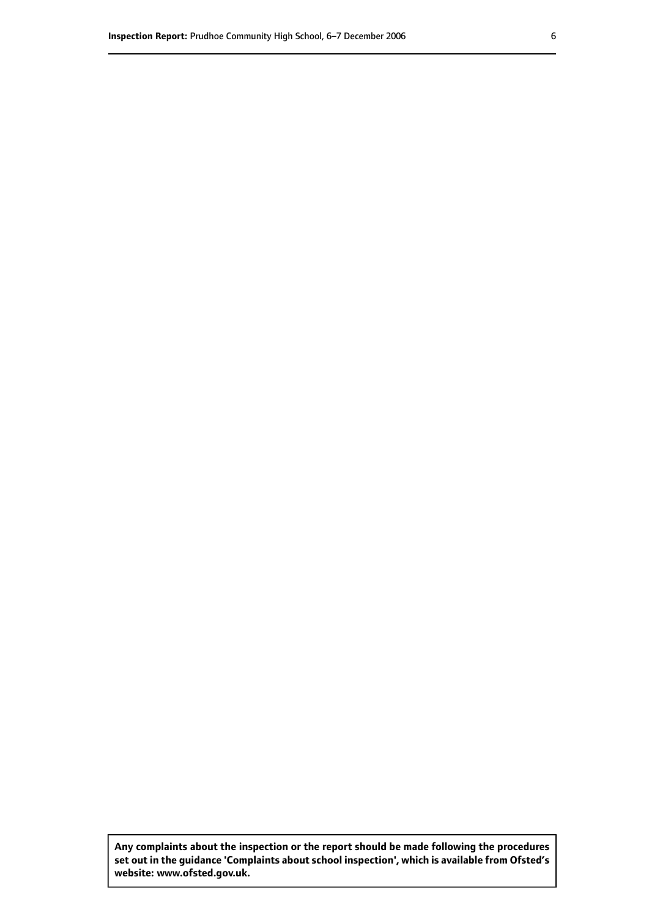**Any complaints about the inspection or the report should be made following the procedures set out in the guidance 'Complaints about school inspection', which is available from Ofsted's website: www.ofsted.gov.uk.**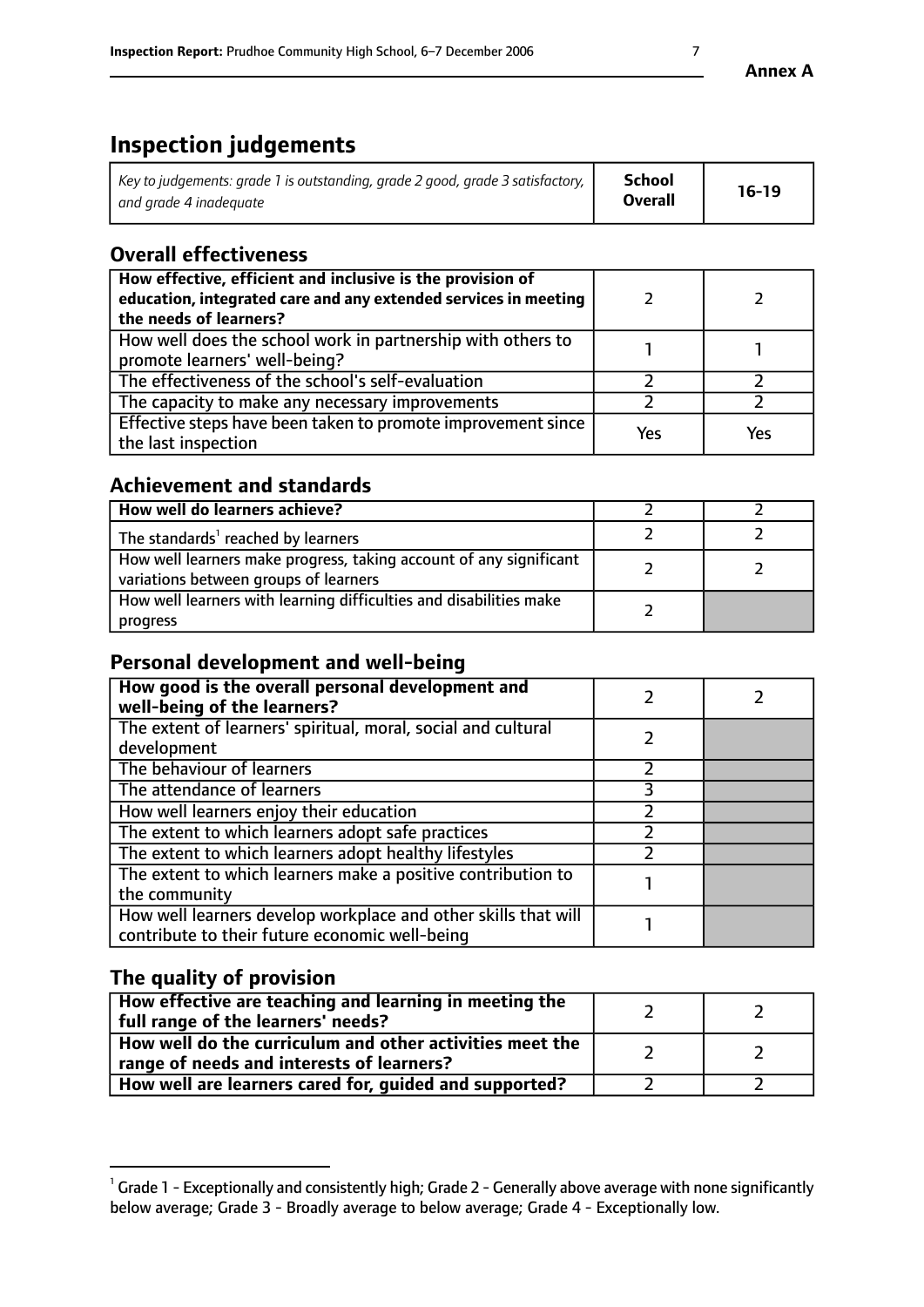**Annex A**

# Inspection judgements

| *Key to judgements: grade 1 is outstanding, grade 2 good, grade 3 satisfactory, and grade 4 inadequate* | **School Overall** | **16-19** |
|---|---|---|

## Overall effectiveness

| | | |
|---|---|---|
| **How effective, efficient and inclusive is the provision of education, integrated care and any extended services in meeting the needs of learners?** | 2 | 2 |
| How well does the school work in partnership with others to promote learners' well-being? | 1 | 1 |
| The effectiveness of the school's self-evaluation | 2 | 2 |
| The capacity to make any necessary improvements | 2 | 2 |
| Effective steps have been taken to promote improvement since the last inspection | Yes | Yes |

## Achievement and standards

| | | |
|---|---|---|
| **How well do learners achieve?** | 2 | 2 |
| The standards[1] reached by learners | 2 | 2 |
| How well learners make progress, taking account of any significant variations between groups of learners | 2 | 2 |
| How well learners with learning difficulties and disabilities make progress | 2 | |

## Personal development and well-being

| | | |
|---|---|---|
| **How good is the overall personal development and well-being of the learners?** | 2 | 2 |
| The extent of learners' spiritual, moral, social and cultural development | 2 | |
| The behaviour of learners | 2 | |
| The attendance of learners | 3 | |
| How well learners enjoy their education | 2 | |
| The extent to which learners adopt safe practices | 2 | |
| The extent to which learners adopt healthy lifestyles | 2 | |
| The extent to which learners make a positive contribution to the community | 1 | |
| How well learners develop workplace and other skills that will contribute to their future economic well-being | 1 | |

## The quality of provision

| | | |
|---|---|---|
| **How effective are teaching and learning in meeting the full range of the learners' needs?** | 2 | 2 |
| **How well do the curriculum and other activities meet the range of needs and interests of learners?** | 2 | 2 |
| **How well are learners cared for, guided and supported?** | 2 | 2 |

[1] Grade 1 - Exceptionally and consistently high; Grade 2 - Generally above average with none significantly below average; Grade 3 - Broadly average to below average; Grade 4 - Exceptionally low.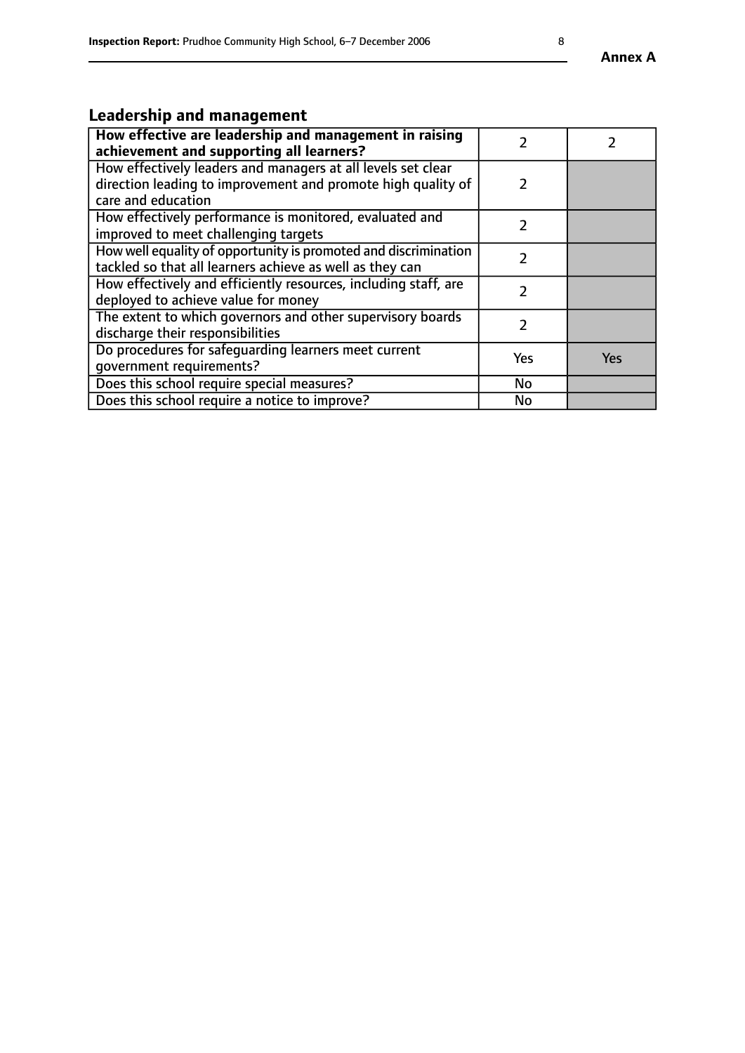## Leadership and management

| How effective are leadership and management in raising achievement and supporting all learners? | 2 | 2 |
|---|---|---|
| How effectively leaders and managers at all levels set clear direction leading to improvement and promote high quality of care and education | 2 | |
| How effectively performance is monitored, evaluated and improved to meet challenging targets | 2 | |
| How well equality of opportunity is promoted and discrimination tackled so that all learners achieve as well as they can | 2 | |
| How effectively and efficiently resources, including staff, are deployed to achieve value for money | 2 | |
| The extent to which governors and other supervisory boards discharge their responsibilities | 2 | |
| Do procedures for safeguarding learners meet current government requirements? | Yes | Yes |
| Does this school require special measures? | No | |
| Does this school require a notice to improve? | No | |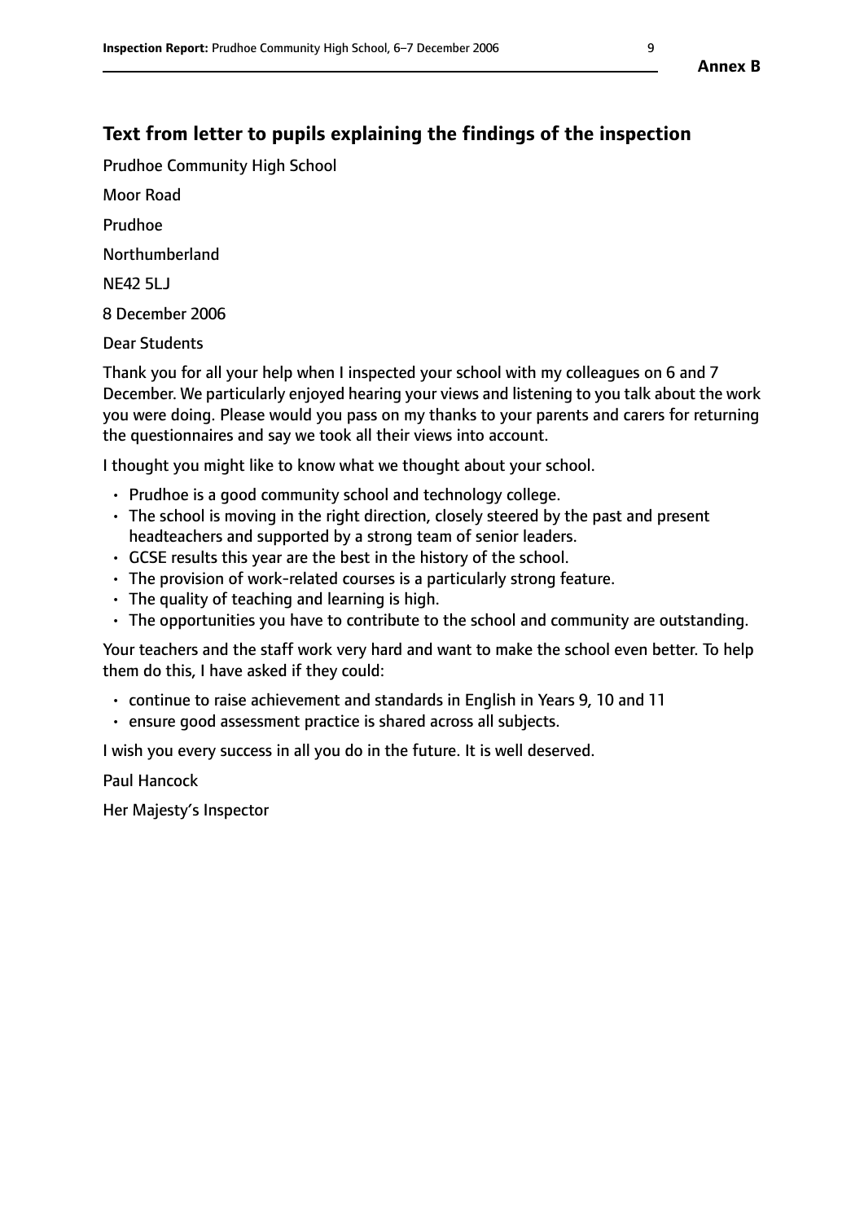## Text from letter to pupils explaining the findings of the inspection

Prudhoe Community High School

Moor Road

Prudhoe

Northumberland

NE42 5LJ

8 December 2006

Dear Students

Thank you for all your help when I inspected your school with my colleagues on 6 and 7 December. We particularly enjoyed hearing your views and listening to you talk about the work you were doing. Please would you pass on my thanks to your parents and carers for returning the questionnaires and say we took all their views into account.

I thought you might like to know what we thought about your school.

- Prudhoe is a good community school and technology college.
- The school is moving in the right direction, closely steered by the past and present headteachers and supported by a strong team of senior leaders.
- GCSE results this year are the best in the history of the school.
- The provision of work-related courses is a particularly strong feature.
- The quality of teaching and learning is high.
- The opportunities you have to contribute to the school and community are outstanding.

Your teachers and the staff work very hard and want to make the school even better. To help them do this, I have asked if they could:

- continue to raise achievement and standards in English in Years 9, 10 and 11
- ensure good assessment practice is shared across all subjects.

I wish you every success in all you do in the future. It is well deserved.

Paul Hancock

Her Majesty's Inspector